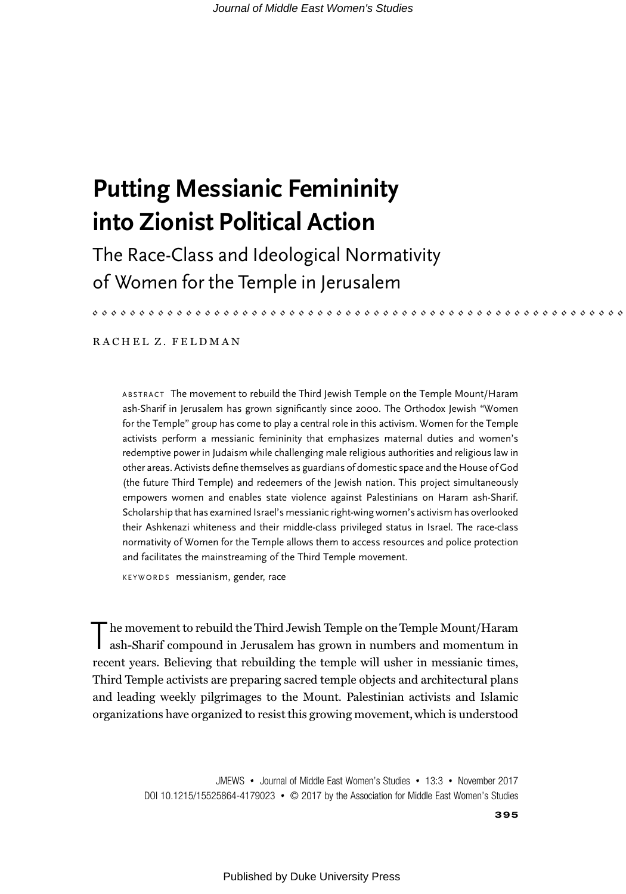# Putting Messianic Femininity into Zionist Political Action

## The Race-Class and Ideological Normativity of Women for the Temple in Jerusalem

RACHEL Z. FELDMAN

ABSTRACT The movement to rebuild the Third Jewish Temple on the Temple Mount/Haram ash-Sharif in Jerusalem has grown significantly since 2000. The Orthodox Jewish "Women for the Temple" group has come to play a central role in this activism. Women for the Temple activists perform a messianic femininity that emphasizes maternal duties and women's redemptive power in Judaism while challenging male religious authorities and religious law in other areas. Activists define themselves as guardians of domestic space and the House of God (the future Third Temple) and redeemers of the Jewish nation. This project simultaneously empowers women and enables state violence against Palestinians on Haram ash-Sharif. Scholarship that has examined Israel's messianic right-wing women's activism has overlooked their Ashkenazi whiteness and their middle-class privileged status in Israel. The race-class normativity of Women for the Temple allows them to access resources and police protection and facilitates the mainstreaming of the Third Temple movement.

KEYWORDS messianism, gender, race

The movement to rebuild the Third Jewish Temple on the Temple Mount/Haram ash-Sharif compound in Jerusalem has grown in numbers and momentum in recent years. Believing that rebuilding the temple will usher in messianic times, Third Temple activists are preparing sacred temple objects and architectural plans and leading weekly pilgrimages to the Mount. Palestinian activists and Islamic organizations have organized to resist this growing movement, which is understood

DOI 10.1215/15525864-4179023 • © 2017 by the Association for Middle East Women's Studies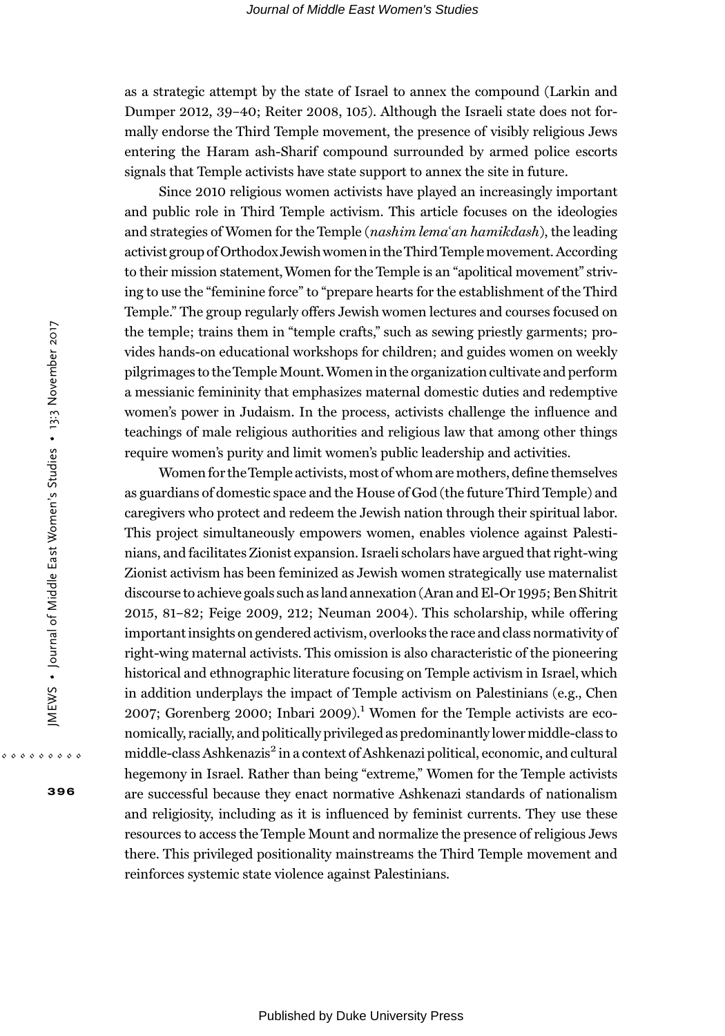as a strategic attempt by the state of Israel to annex the compound (Larkin and Dumper 2012, 39–40; Reiter 2008, 105). Although the Israeli state does not formally endorse the Third Temple movement, the presence of visibly religious Jews entering the Haram ash-Sharif compound surrounded by armed police escorts signals that Temple activists have state support to annex the site in future.

Since 2010 religious women activists have played an increasingly important and public role in Third Temple activism. This article focuses on the ideologies and strategies of Women for the Temple (*nashim lemaʿan hamikdash*), the leading activist group of Orthodox Jewish women in the Third Temple movement. According to their mission statement, Women for the Temple is an "apolitical movement" striving to use the "feminine force" to "prepare hearts for the establishment of the Third Temple." The group regularly offers Jewish women lectures and courses focused on the temple; trains them in "temple crafts," such as sewing priestly garments; provides hands-on educational workshops for children; and guides women on weekly pilgrimages to the Temple Mount. Women in the organization cultivate and perform a messianic femininity that emphasizes maternal domestic duties and redemptive women's power in Judaism. In the process, activists challenge the influence and teachings of male religious authorities and religious law that among other things require women's purity and limit women's public leadership and activities.

Women for the Temple activists, most of whom are mothers, define themselves as guardians of domestic space and the House of God (the future Third Temple) and caregivers who protect and redeem the Jewish nation through their spiritual labor. This project simultaneously empowers women, enables violence against Palestinians, and facilitates Zionist expansion. Israeli scholars have argued that right-wing Zionist activism has been feminized as Jewish women strategically use maternalist discourse to achieve goals such as land annexation (Aran and El-Or 1995; Ben Shitrit 2015, 81–82; Feige 2009, 212; Neuman 2004). This scholarship, while offering important insights on gendered activism, overlooks the race and class normativity of right-wing maternal activists. This omission is also characteristic of the pioneering historical and ethnographic literature focusing on Temple activism in Israel, which in addition underplays the impact of Temple activism on Palestinians (e.g., Chen 2007; Gorenberg 2000; Inbari 2009).[1] Women for the Temple activists are economically, racially, and politically privileged as predominantly lower middle-class to middle-class Ashkenazis[2] in a context of Ashkenazi political, economic, and cultural hegemony in Israel. Rather than being "extreme," Women for the Temple activists are successful because they enact normative Ashkenazi standards of nationalism and religiosity, including as it is influenced by feminist currents. They use these resources to access the Temple Mount and normalize the presence of religious Jews there. This privileged positionality mainstreams the Third Temple movement and reinforces systemic state violence against Palestinians.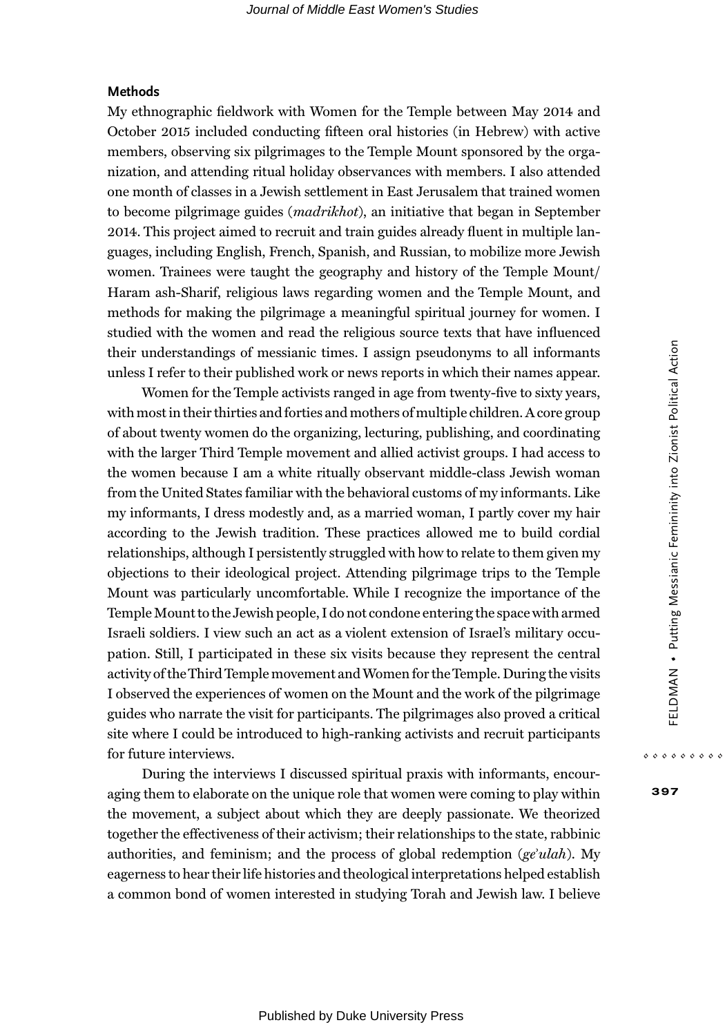## Methods

My ethnographic fieldwork with Women for the Temple between May 2014 and October 2015 included conducting fifteen oral histories (in Hebrew) with active members, observing six pilgrimages to the Temple Mount sponsored by the organization, and attending ritual holiday observances with members. I also attended one month of classes in a Jewish settlement in East Jerusalem that trained women to become pilgrimage guides (*madrikhot*), an initiative that began in September 2014. This project aimed to recruit and train guides already fluent in multiple languages, including English, French, Spanish, and Russian, to mobilize more Jewish women. Trainees were taught the geography and history of the Temple Mount/ Haram ash-Sharif, religious laws regarding women and the Temple Mount, and methods for making the pilgrimage a meaningful spiritual journey for women. I studied with the women and read the religious source texts that have influenced their understandings of messianic times. I assign pseudonyms to all informants unless I refer to their published work or news reports in which their names appear.

Women for the Temple activists ranged in age from twenty-five to sixty years, with most in their thirties and forties and mothers of multiple children. A core group of about twenty women do the organizing, lecturing, publishing, and coordinating with the larger Third Temple movement and allied activist groups. I had access to the women because I am a white ritually observant middle-class Jewish woman from the United States familiar with the behavioral customs of my informants. Like my informants, I dress modestly and, as a married woman, I partly cover my hair according to the Jewish tradition. These practices allowed me to build cordial relationships, although I persistently struggled with how to relate to them given my objections to their ideological project. Attending pilgrimage trips to the Temple Mount was particularly uncomfortable. While I recognize the importance of the Temple Mount to the Jewish people, I do not condone entering the space with armed Israeli soldiers. I view such an act as a violent extension of Israel's military occupation. Still, I participated in these six visits because they represent the central activity of the Third Temple movement and Women for the Temple. During the visits I observed the experiences of women on the Mount and the work of the pilgrimage guides who narrate the visit for participants. The pilgrimages also proved a critical site where I could be introduced to high-ranking activists and recruit participants for future interviews.

During the interviews I discussed spiritual praxis with informants, encouraging them to elaborate on the unique role that women were coming to play within the movement, a subject about which they are deeply passionate. We theorized together the effectiveness of their activism; their relationships to the state, rabbinic authorities, and feminism; and the process of global redemption (*ge'ulah*). My eagerness to hear their life histories and theological interpretations helped establish a common bond of women interested in studying Torah and Jewish law. I believe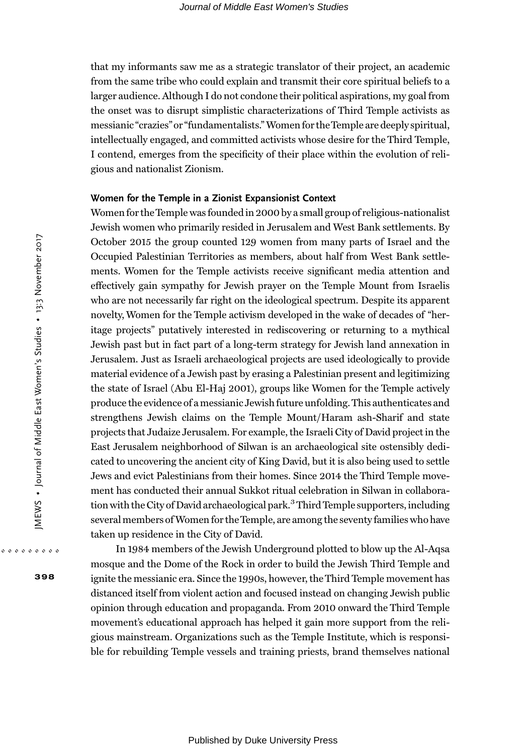that my informants saw me as a strategic translator of their project, an academic from the same tribe who could explain and transmit their core spiritual beliefs to a larger audience. Although I do not condone their political aspirations, my goal from the onset was to disrupt simplistic characterizations of Third Temple activists as messianic "crazies" or "fundamentalists." Women for the Temple are deeply spiritual, intellectually engaged, and committed activists whose desire for the Third Temple, I contend, emerges from the specificity of their place within the evolution of religious and nationalist Zionism.

### Women for the Temple in a Zionist Expansionist Context

Women for the Temple was founded in 2000 by a small group of religious-nationalist Jewish women who primarily resided in Jerusalem and West Bank settlements. By October 2015 the group counted 129 women from many parts of Israel and the Occupied Palestinian Territories as members, about half from West Bank settlements. Women for the Temple activists receive significant media attention and effectively gain sympathy for Jewish prayer on the Temple Mount from Israelis who are not necessarily far right on the ideological spectrum. Despite its apparent novelty, Women for the Temple activism developed in the wake of decades of "heritage projects" putatively interested in rediscovering or returning to a mythical Jewish past but in fact part of a long-term strategy for Jewish land annexation in Jerusalem. Just as Israeli archaeological projects are used ideologically to provide material evidence of a Jewish past by erasing a Palestinian present and legitimizing the state of Israel (Abu El-Haj 2001), groups like Women for the Temple actively produce the evidence of a messianic Jewish future unfolding. This authenticates and strengthens Jewish claims on the Temple Mount/Haram ash-Sharif and state projects that Judaize Jerusalem. For example, the Israeli City of David project in the East Jerusalem neighborhood of Silwan is an archaeological site ostensibly dedicated to uncovering the ancient city of King David, but it is also being used to settle Jews and evict Palestinians from their homes. Since 2014 the Third Temple movement has conducted their annual Sukkot ritual celebration in Silwan in collaboration with the City of David archaeological park.[3] Third Temple supporters, including several members of Women for the Temple, are among the seventy families who have taken up residence in the City of David.

In 1984 members of the Jewish Underground plotted to blow up the Al-Aqsa mosque and the Dome of the Rock in order to build the Jewish Third Temple and ignite the messianic era. Since the 1990s, however, the Third Temple movement has distanced itself from violent action and focused instead on changing Jewish public opinion through education and propaganda. From 2010 onward the Third Temple movement's educational approach has helped it gain more support from the religious mainstream. Organizations such as the Temple Institute, which is responsible for rebuilding Temple vessels and training priests, brand themselves national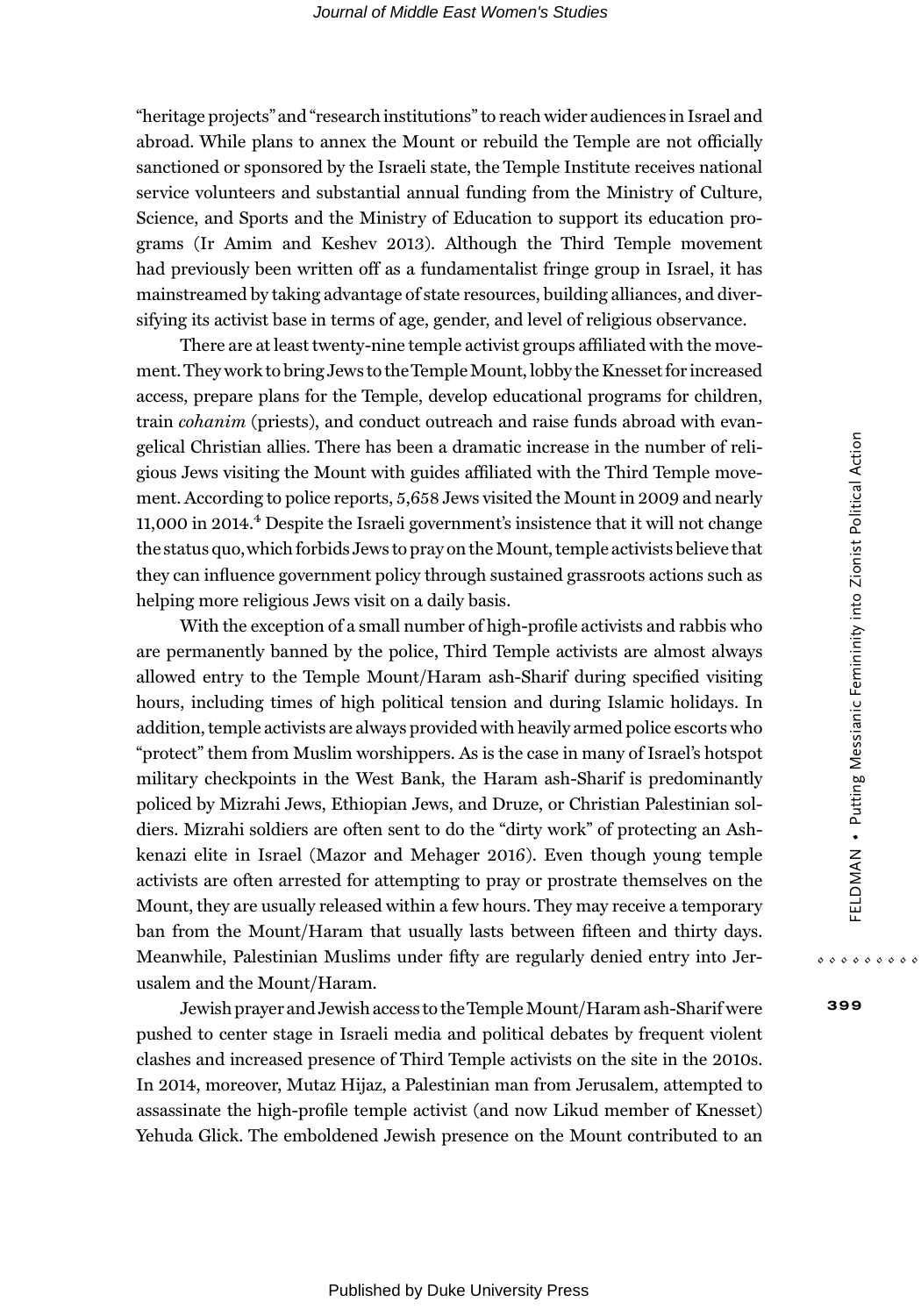"heritage projects" and "research institutions" to reach wider audiences in Israel and abroad. While plans to annex the Mount or rebuild the Temple are not officially sanctioned or sponsored by the Israeli state, the Temple Institute receives national service volunteers and substantial annual funding from the Ministry of Culture, Science, and Sports and the Ministry of Education to support its education programs (Ir Amim and Keshev 2013). Although the Third Temple movement had previously been written off as a fundamentalist fringe group in Israel, it has mainstreamed by taking advantage of state resources, building alliances, and diversifying its activist base in terms of age, gender, and level of religious observance.

There are at least twenty-nine temple activist groups affiliated with the movement. They work to bring Jews to the Temple Mount, lobby the Knesset for increased access, prepare plans for the Temple, develop educational programs for children, train *cohanim* (priests), and conduct outreach and raise funds abroad with evangelical Christian allies. There has been a dramatic increase in the number of religious Jews visiting the Mount with guides affiliated with the Third Temple movement. According to police reports, 5,658 Jews visited the Mount in 2009 and nearly 11,000 in 2014.[4] Despite the Israeli government's insistence that it will not change the status quo, which forbids Jews to pray on the Mount, temple activists believe that they can influence government policy through sustained grassroots actions such as helping more religious Jews visit on a daily basis.

With the exception of a small number of high-profile activists and rabbis who are permanently banned by the police, Third Temple activists are almost always allowed entry to the Temple Mount/Haram ash-Sharif during specified visiting hours, including times of high political tension and during Islamic holidays. In addition, temple activists are always provided with heavily armed police escorts who "protect" them from Muslim worshippers. As is the case in many of Israel's hotspot military checkpoints in the West Bank, the Haram ash-Sharif is predominantly policed by Mizrahi Jews, Ethiopian Jews, and Druze, or Christian Palestinian soldiers. Mizrahi soldiers are often sent to do the "dirty work" of protecting an Ashkenazi elite in Israel (Mazor and Mehager 2016). Even though young temple activists are often arrested for attempting to pray or prostrate themselves on the Mount, they are usually released within a few hours. They may receive a temporary ban from the Mount/Haram that usually lasts between fifteen and thirty days. Meanwhile, Palestinian Muslims under fifty are regularly denied entry into Jerusalem and the Mount/Haram.

Jewish prayer and Jewish access to the Temple Mount/Haram ash-Sharif were pushed to center stage in Israeli media and political debates by frequent violent clashes and increased presence of Third Temple activists on the site in the 2010s. In 2014, moreover, Mutaz Hijaz, a Palestinian man from Jerusalem, attempted to assassinate the high-profile temple activist (and now Likud member of Knesset) Yehuda Glick. The emboldened Jewish presence on the Mount contributed to an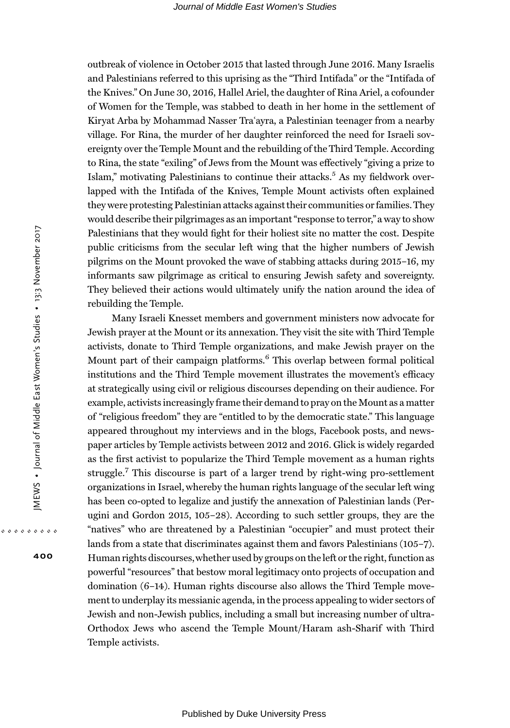outbreak of violence in October 2015 that lasted through June 2016. Many Israelis and Palestinians referred to this uprising as the "Third Intifada" or the "Intifada of the Knives." On June 30, 2016, Hallel Ariel, the daughter of Rina Ariel, a cofounder of Women for the Temple, was stabbed to death in her home in the settlement of Kiryat Arba by Mohammad Nasser Traʿayra, a Palestinian teenager from a nearby village. For Rina, the murder of her daughter reinforced the need for Israeli sovereignty over the Temple Mount and the rebuilding of the Third Temple. According to Rina, the state "exiling" of Jews from the Mount was effectively "giving a prize to Islam," motivating Palestinians to continue their attacks.[5] As my fieldwork overlapped with the Intifada of the Knives, Temple Mount activists often explained they were protesting Palestinian attacks against their communities or families. They would describe their pilgrimages as an important "response to terror," a way to show Palestinians that they would fight for their holiest site no matter the cost. Despite public criticisms from the secular left wing that the higher numbers of Jewish pilgrims on the Mount provoked the wave of stabbing attacks during 2015–16, my informants saw pilgrimage as critical to ensuring Jewish safety and sovereignty. They believed their actions would ultimately unify the nation around the idea of rebuilding the Temple.

Many Israeli Knesset members and government ministers now advocate for Jewish prayer at the Mount or its annexation. They visit the site with Third Temple activists, donate to Third Temple organizations, and make Jewish prayer on the Mount part of their campaign platforms.[6] This overlap between formal political institutions and the Third Temple movement illustrates the movement's efficacy at strategically using civil or religious discourses depending on their audience. For example, activists increasingly frame their demand to pray on the Mount as a matter of "religious freedom" they are "entitled to by the democratic state." This language appeared throughout my interviews and in the blogs, Facebook posts, and newspaper articles by Temple activists between 2012 and 2016. Glick is widely regarded as the first activist to popularize the Third Temple movement as a human rights struggle.[7] This discourse is part of a larger trend by right-wing pro-settlement organizations in Israel, whereby the human rights language of the secular left wing has been co-opted to legalize and justify the annexation of Palestinian lands (Perugini and Gordon 2015, 105–28). According to such settler groups, they are the "natives" who are threatened by a Palestinian "occupier" and must protect their lands from a state that discriminates against them and favors Palestinians (105–7). Human rights discourses, whether used by groups on the left or the right, function as powerful "resources" that bestow moral legitimacy onto projects of occupation and domination (6–14). Human rights discourse also allows the Third Temple movement to underplay its messianic agenda, in the process appealing to wider sectors of Jewish and non-Jewish publics, including a small but increasing number of ultra-Orthodox Jews who ascend the Temple Mount/Haram ash-Sharif with Third Temple activists.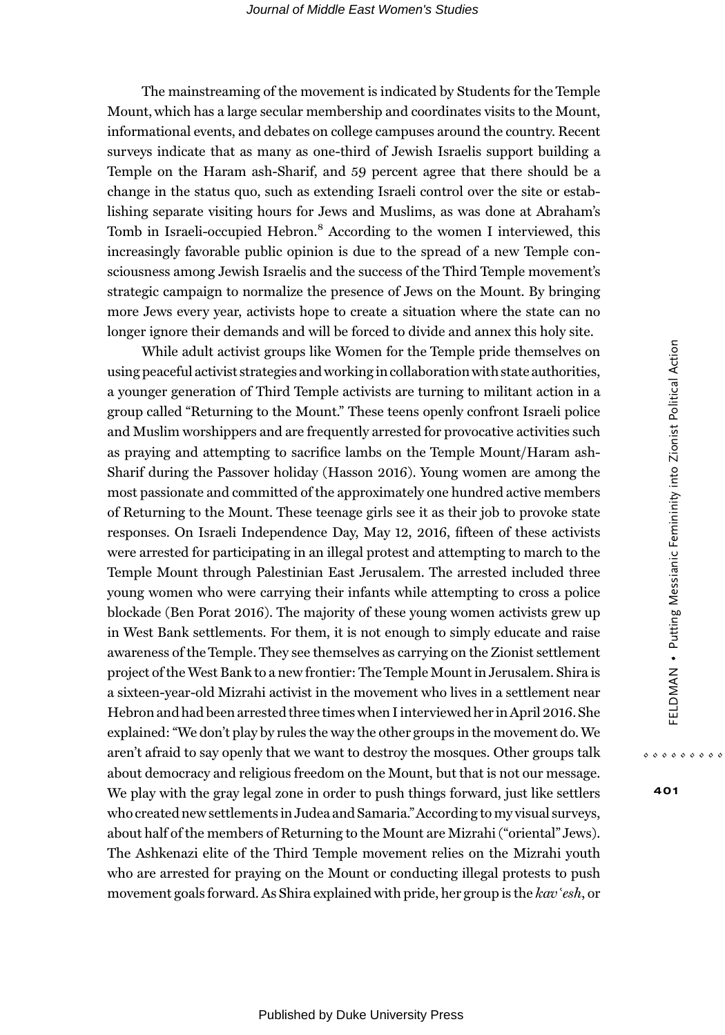The mainstreaming of the movement is indicated by Students for the Temple Mount, which has a large secular membership and coordinates visits to the Mount, informational events, and debates on college campuses around the country. Recent surveys indicate that as many as one-third of Jewish Israelis support building a Temple on the Haram ash-Sharif, and 59 percent agree that there should be a change in the status quo, such as extending Israeli control over the site or establishing separate visiting hours for Jews and Muslims, as was done at Abraham's Tomb in Israeli-occupied Hebron.[8] According to the women I interviewed, this increasingly favorable public opinion is due to the spread of a new Temple consciousness among Jewish Israelis and the success of the Third Temple movement's strategic campaign to normalize the presence of Jews on the Mount. By bringing more Jews every year, activists hope to create a situation where the state can no longer ignore their demands and will be forced to divide and annex this holy site.

While adult activist groups like Women for the Temple pride themselves on using peaceful activist strategies and working in collaboration with state authorities, a younger generation of Third Temple activists are turning to militant action in a group called "Returning to the Mount." These teens openly confront Israeli police and Muslim worshippers and are frequently arrested for provocative activities such as praying and attempting to sacrifice lambs on the Temple Mount/Haram ash-Sharif during the Passover holiday (Hasson 2016). Young women are among the most passionate and committed of the approximately one hundred active members of Returning to the Mount. These teenage girls see it as their job to provoke state responses. On Israeli Independence Day, May 12, 2016, fifteen of these activists were arrested for participating in an illegal protest and attempting to march to the Temple Mount through Palestinian East Jerusalem. The arrested included three young women who were carrying their infants while attempting to cross a police blockade (Ben Porat 2016). The majority of these young women activists grew up in West Bank settlements. For them, it is not enough to simply educate and raise awareness of the Temple. They see themselves as carrying on the Zionist settlement project of the West Bank to a new frontier: The Temple Mount in Jerusalem. Shira is a sixteen-year-old Mizrahi activist in the movement who lives in a settlement near Hebron and had been arrested three times when I interviewed her in April 2016. She explained: "We don't play by rules the way the other groups in the movement do. We aren't afraid to say openly that we want to destroy the mosques. Other groups talk about democracy and religious freedom on the Mount, but that is not our message. We play with the gray legal zone in order to push things forward, just like settlers who created new settlements in Judea and Samaria." According to my visual surveys, about half of the members of Returning to the Mount are Mizrahi ("oriental" Jews). The Ashkenazi elite of the Third Temple movement relies on the Mizrahi youth who are arrested for praying on the Mount or conducting illegal protests to push movement goals forward. As Shira explained with pride, her group is the *kav ʿesh*, or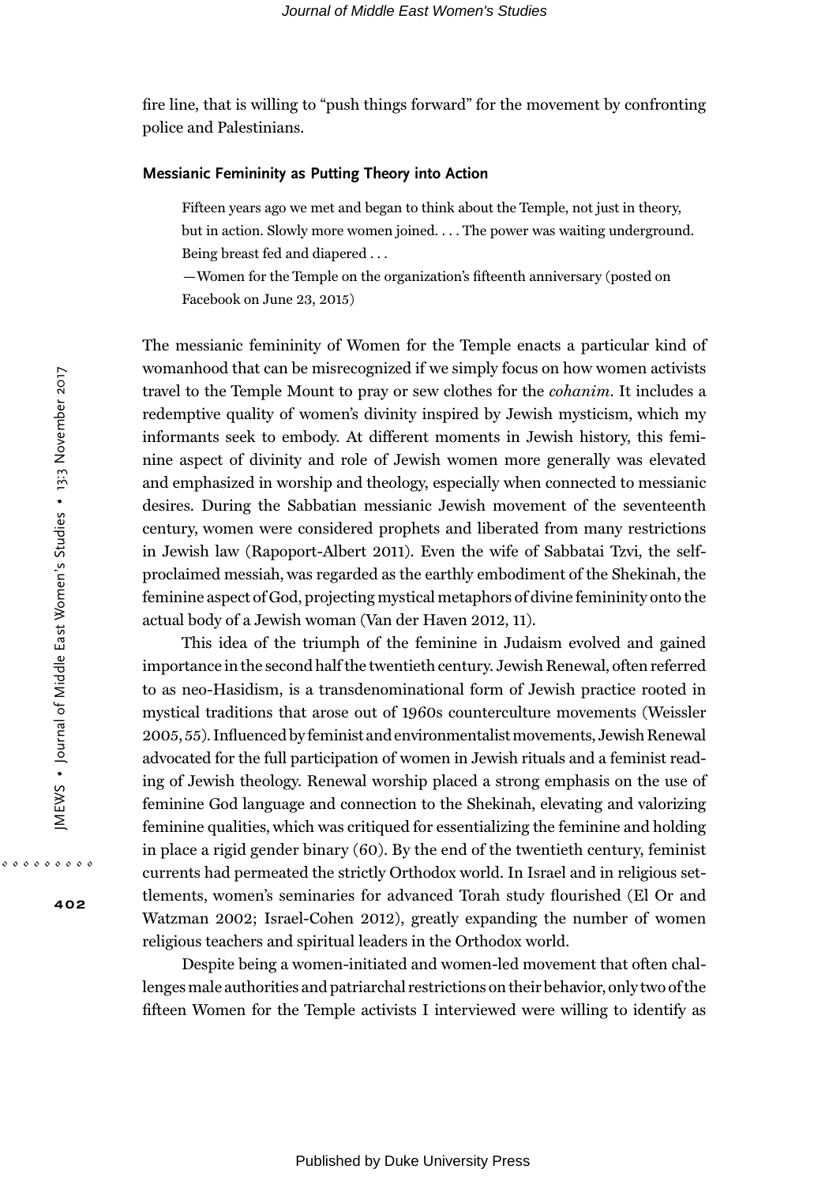fire line, that is willing to "push things forward" for the movement by confronting police and Palestinians.

### Messianic Femininity as Putting Theory into Action

> Fifteen years ago we met and began to think about the Temple, not just in theory, but in action. Slowly more women joined. . . . The power was waiting underground. Being breast fed and diapered . . .
>
> —Women for the Temple on the organization's fifteenth anniversary (posted on Facebook on June 23, 2015)

The messianic femininity of Women for the Temple enacts a particular kind of womanhood that can be misrecognized if we simply focus on how women activists travel to the Temple Mount to pray or sew clothes for the *cohanim*. It includes a redemptive quality of women's divinity inspired by Jewish mysticism, which my informants seek to embody. At different moments in Jewish history, this feminine aspect of divinity and role of Jewish women more generally was elevated and emphasized in worship and theology, especially when connected to messianic desires. During the Sabbatian messianic Jewish movement of the seventeenth century, women were considered prophets and liberated from many restrictions in Jewish law (Rapoport-Albert 2011). Even the wife of Sabbatai Tzvi, the self-proclaimed messiah, was regarded as the earthly embodiment of the Shekinah, the feminine aspect of God, projecting mystical metaphors of divine femininity onto the actual body of a Jewish woman (Van der Haven 2012, 11).

This idea of the triumph of the feminine in Judaism evolved and gained importance in the second half the twentieth century. Jewish Renewal, often referred to as neo-Hasidism, is a transdenominational form of Jewish practice rooted in mystical traditions that arose out of 1960s counterculture movements (Weissler 2005, 55). Influenced by feminist and environmentalist movements, Jewish Renewal advocated for the full participation of women in Jewish rituals and a feminist reading of Jewish theology. Renewal worship placed a strong emphasis on the use of feminine God language and connection to the Shekinah, elevating and valorizing feminine qualities, which was critiqued for essentializing the feminine and holding in place a rigid gender binary (60). By the end of the twentieth century, feminist currents had permeated the strictly Orthodox world. In Israel and in religious settlements, women's seminaries for advanced Torah study flourished (El Or and Watzman 2002; Israel-Cohen 2012), greatly expanding the number of women religious teachers and spiritual leaders in the Orthodox world.

Despite being a women-initiated and women-led movement that often challenges male authorities and patriarchal restrictions on their behavior, only two of the fifteen Women for the Temple activists I interviewed were willing to identify as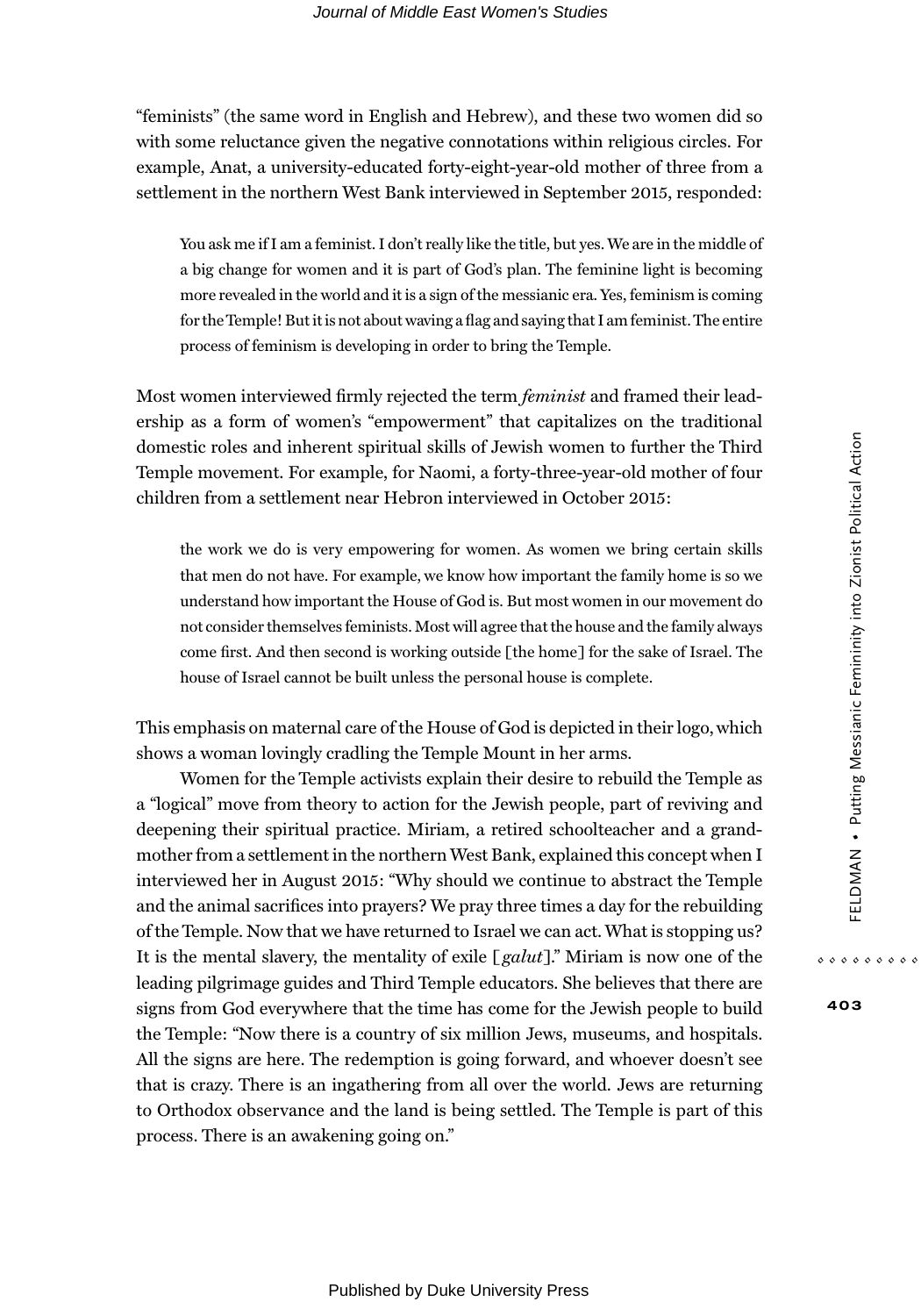"feminists" (the same word in English and Hebrew), and these two women did so with some reluctance given the negative connotations within religious circles. For example, Anat, a university-educated forty-eight-year-old mother of three from a settlement in the northern West Bank interviewed in September 2015, responded:

> You ask me if I am a feminist. I don't really like the title, but yes. We are in the middle of a big change for women and it is part of God's plan. The feminine light is becoming more revealed in the world and it is a sign of the messianic era. Yes, feminism is coming for the Temple! But it is not about waving a flag and saying that I am feminist. The entire process of feminism is developing in order to bring the Temple.

Most women interviewed firmly rejected the term *feminist* and framed their leadership as a form of women's "empowerment" that capitalizes on the traditional domestic roles and inherent spiritual skills of Jewish women to further the Third Temple movement. For example, for Naomi, a forty-three-year-old mother of four children from a settlement near Hebron interviewed in October 2015:

> the work we do is very empowering for women. As women we bring certain skills that men do not have. For example, we know how important the family home is so we understand how important the House of God is. But most women in our movement do not consider themselves feminists. Most will agree that the house and the family always come first. And then second is working outside [the home] for the sake of Israel. The house of Israel cannot be built unless the personal house is complete.

This emphasis on maternal care of the House of God is depicted in their logo, which shows a woman lovingly cradling the Temple Mount in her arms.

Women for the Temple activists explain their desire to rebuild the Temple as a "logical" move from theory to action for the Jewish people, part of reviving and deepening their spiritual practice. Miriam, a retired schoolteacher and a grandmother from a settlement in the northern West Bank, explained this concept when I interviewed her in August 2015: "Why should we continue to abstract the Temple and the animal sacrifices into prayers? We pray three times a day for the rebuilding of the Temple. Now that we have returned to Israel we can act. What is stopping us? It is the mental slavery, the mentality of exile [*galut*]." Miriam is now one of the leading pilgrimage guides and Third Temple educators. She believes that there are signs from God everywhere that the time has come for the Jewish people to build the Temple: "Now there is a country of six million Jews, museums, and hospitals. All the signs are here. The redemption is going forward, and whoever doesn't see that is crazy. There is an ingathering from all over the world. Jews are returning to Orthodox observance and the land is being settled. The Temple is part of this process. There is an awakening going on."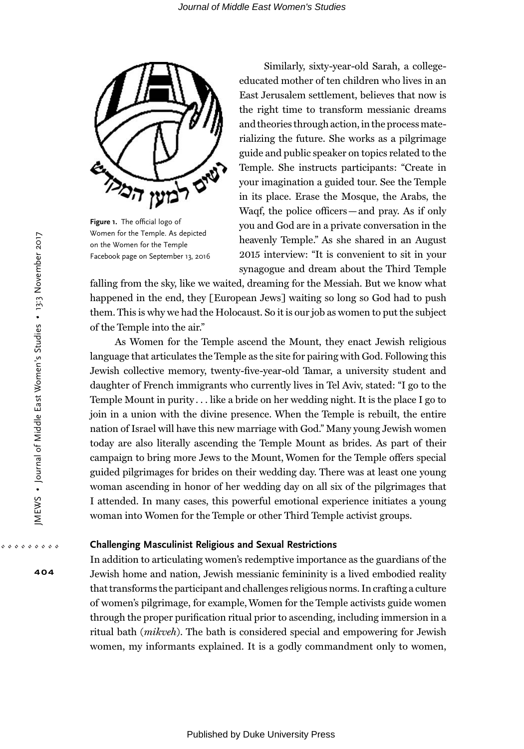Figure 1. The official logo of Women for the Temple. As depicted on the Women for the Temple Facebook page on September 13, 2016

Similarly, sixty-year-old Sarah, a college-educated mother of ten children who lives in an East Jerusalem settlement, believes that now is the right time to transform messianic dreams and theories through action, in the process materializing the future. She works as a pilgrimage guide and public speaker on topics related to the Temple. She instructs participants: "Create in your imagination a guided tour. See the Temple in its place. Erase the Mosque, the Arabs, the Waqf, the police officers—and pray. As if only you and God are in a private conversation in the heavenly Temple." As she shared in an August 2015 interview: "It is convenient to sit in your synagogue and dream about the Third Temple falling from the sky, like we waited, dreaming for the Messiah. But we know what happened in the end, they [European Jews] waiting so long so God had to push them. This is why we had the Holocaust. So it is our job as women to put the subject of the Temple into the air."

As Women for the Temple ascend the Mount, they enact Jewish religious language that articulates the Temple as the site for pairing with God. Following this Jewish collective memory, twenty-five-year-old Tamar, a university student and daughter of French immigrants who currently lives in Tel Aviv, stated: "I go to the Temple Mount in purity . . . like a bride on her wedding night. It is the place I go to join in a union with the divine presence. When the Temple is rebuilt, the entire nation of Israel will have this new marriage with God." Many young Jewish women today are also literally ascending the Temple Mount as brides. As part of their campaign to bring more Jews to the Mount, Women for the Temple offers special guided pilgrimages for brides on their wedding day. There was at least one young woman ascending in honor of her wedding day on all six of the pilgrimages that I attended. In many cases, this powerful emotional experience initiates a young woman into Women for the Temple or other Third Temple activist groups.

## Challenging Masculinist Religious and Sexual Restrictions

In addition to articulating women's redemptive importance as the guardians of the Jewish home and nation, Jewish messianic femininity is a lived embodied reality that transforms the participant and challenges religious norms. In crafting a culture of women's pilgrimage, for example, Women for the Temple activists guide women through the proper purification ritual prior to ascending, including immersion in a ritual bath (*mikveh*). The bath is considered special and empowering for Jewish women, my informants explained. It is a godly commandment only to women,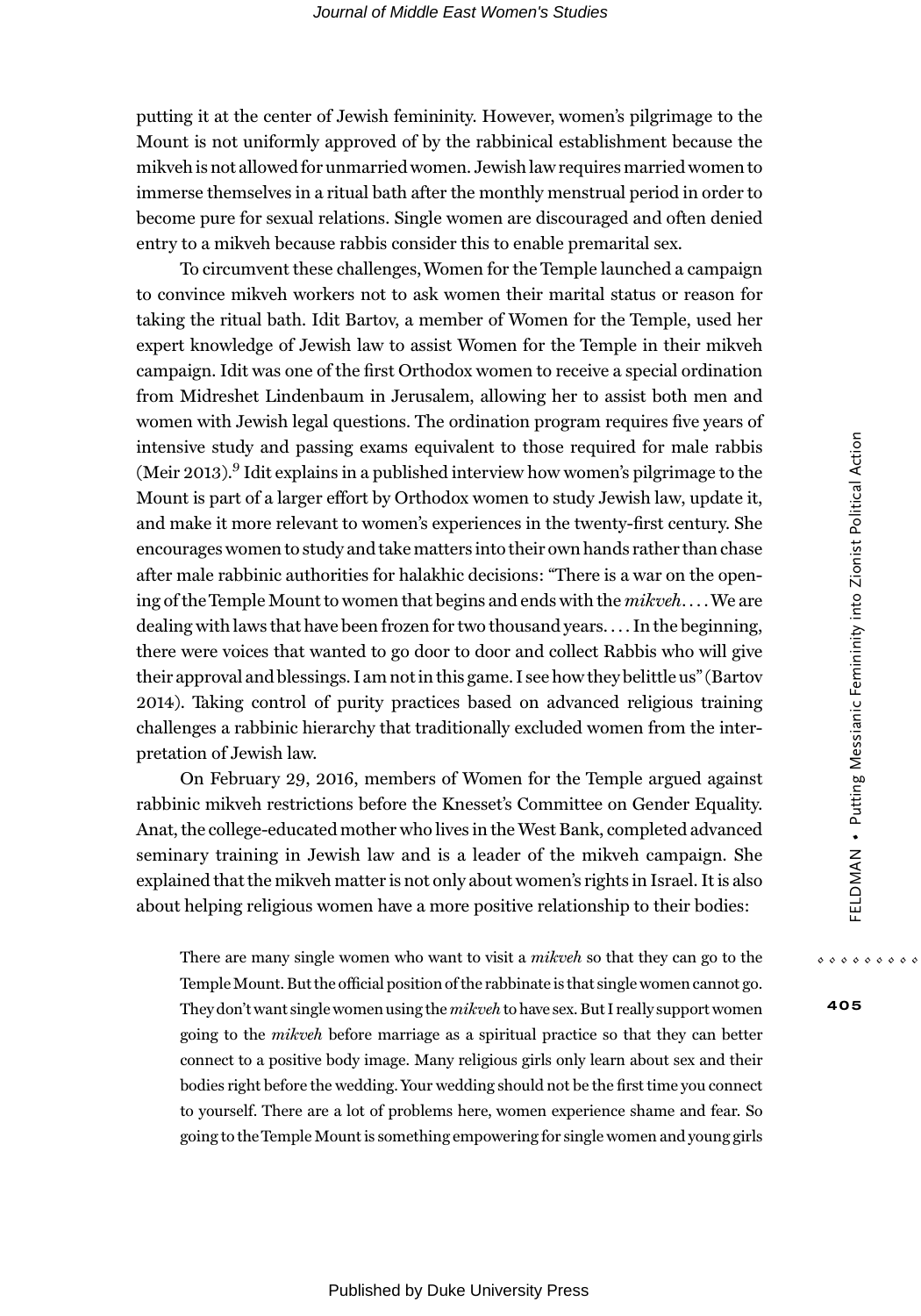putting it at the center of Jewish femininity. However, women's pilgrimage to the Mount is not uniformly approved of by the rabbinical establishment because the mikveh is not allowed for unmarried women. Jewish law requires married women to immerse themselves in a ritual bath after the monthly menstrual period in order to become pure for sexual relations. Single women are discouraged and often denied entry to a mikveh because rabbis consider this to enable premarital sex.

To circumvent these challenges, Women for the Temple launched a campaign to convince mikveh workers not to ask women their marital status or reason for taking the ritual bath. Idit Bartov, a member of Women for the Temple, used her expert knowledge of Jewish law to assist Women for the Temple in their mikveh campaign. Idit was one of the first Orthodox women to receive a special ordination from Midreshet Lindenbaum in Jerusalem, allowing her to assist both men and women with Jewish legal questions. The ordination program requires five years of intensive study and passing exams equivalent to those required for male rabbis (Meir 2013).[9] Idit explains in a published interview how women's pilgrimage to the Mount is part of a larger effort by Orthodox women to study Jewish law, update it, and make it more relevant to women's experiences in the twenty-first century. She encourages women to study and take matters into their own hands rather than chase after male rabbinic authorities for halakhic decisions: "There is a war on the opening of the Temple Mount to women that begins and ends with the *mikveh*. . . . We are dealing with laws that have been frozen for two thousand years. . . . In the beginning, there were voices that wanted to go door to door and collect Rabbis who will give their approval and blessings. I am not in this game. I see how they belittle us" (Bartov 2014). Taking control of purity practices based on advanced religious training challenges a rabbinic hierarchy that traditionally excluded women from the interpretation of Jewish law.

On February 29, 2016, members of Women for the Temple argued against rabbinic mikveh restrictions before the Knesset's Committee on Gender Equality. Anat, the college-educated mother who lives in the West Bank, completed advanced seminary training in Jewish law and is a leader of the mikveh campaign. She explained that the mikveh matter is not only about women's rights in Israel. It is also about helping religious women have a more positive relationship to their bodies:

> There are many single women who want to visit a *mikveh* so that they can go to the Temple Mount. But the official position of the rabbinate is that single women cannot go. They don't want single women using the *mikveh* to have sex. But I really support women going to the *mikveh* before marriage as a spiritual practice so that they can better connect to a positive body image. Many religious girls only learn about sex and their bodies right before the wedding. Your wedding should not be the first time you connect to yourself. There are a lot of problems here, women experience shame and fear. So going to the Temple Mount is something empowering for single women and young girls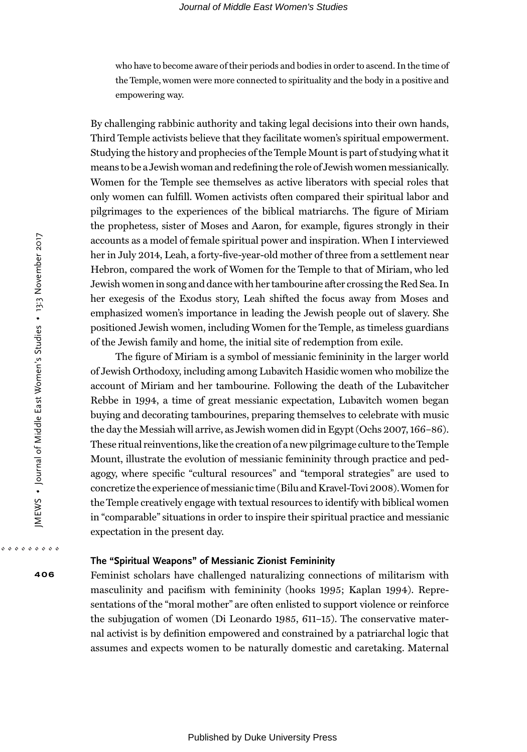who have to become aware of their periods and bodies in order to ascend. In the time of the Temple, women were more connected to spirituality and the body in a positive and empowering way.

By challenging rabbinic authority and taking legal decisions into their own hands, Third Temple activists believe that they facilitate women's spiritual empowerment. Studying the history and prophecies of the Temple Mount is part of studying what it means to be a Jewish woman and redefining the role of Jewish women messianically. Women for the Temple see themselves as active liberators with special roles that only women can fulfill. Women activists often compared their spiritual labor and pilgrimages to the experiences of the biblical matriarchs. The figure of Miriam the prophetess, sister of Moses and Aaron, for example, figures strongly in their accounts as a model of female spiritual power and inspiration. When I interviewed her in July 2014, Leah, a forty-five-year-old mother of three from a settlement near Hebron, compared the work of Women for the Temple to that of Miriam, who led Jewish women in song and dance with her tambourine after crossing the Red Sea. In her exegesis of the Exodus story, Leah shifted the focus away from Moses and emphasized women's importance in leading the Jewish people out of slavery. She positioned Jewish women, including Women for the Temple, as timeless guardians of the Jewish family and home, the initial site of redemption from exile.

The figure of Miriam is a symbol of messianic femininity in the larger world of Jewish Orthodoxy, including among Lubavitch Hasidic women who mobilize the account of Miriam and her tambourine. Following the death of the Lubavitcher Rebbe in 1994, a time of great messianic expectation, Lubavitch women began buying and decorating tambourines, preparing themselves to celebrate with music the day the Messiah will arrive, as Jewish women did in Egypt (Ochs 2007, 166–86). These ritual reinventions, like the creation of a new pilgrimage culture to the Temple Mount, illustrate the evolution of messianic femininity through practice and pedagogy, where specific "cultural resources" and "temporal strategies" are used to concretize the experience of messianic time (Bilu and Kravel-Tovi 2008). Women for the Temple creatively engage with textual resources to identify with biblical women in "comparable" situations in order to inspire their spiritual practice and messianic expectation in the present day.

## The "Spiritual Weapons" of Messianic Zionist Femininity

Feminist scholars have challenged naturalizing connections of militarism with masculinity and pacifism with femininity (hooks 1995; Kaplan 1994). Representations of the "moral mother" are often enlisted to support violence or reinforce the subjugation of women (Di Leonardo 1985, 611–15). The conservative maternal activist is by definition empowered and constrained by a patriarchal logic that assumes and expects women to be naturally domestic and caretaking. Maternal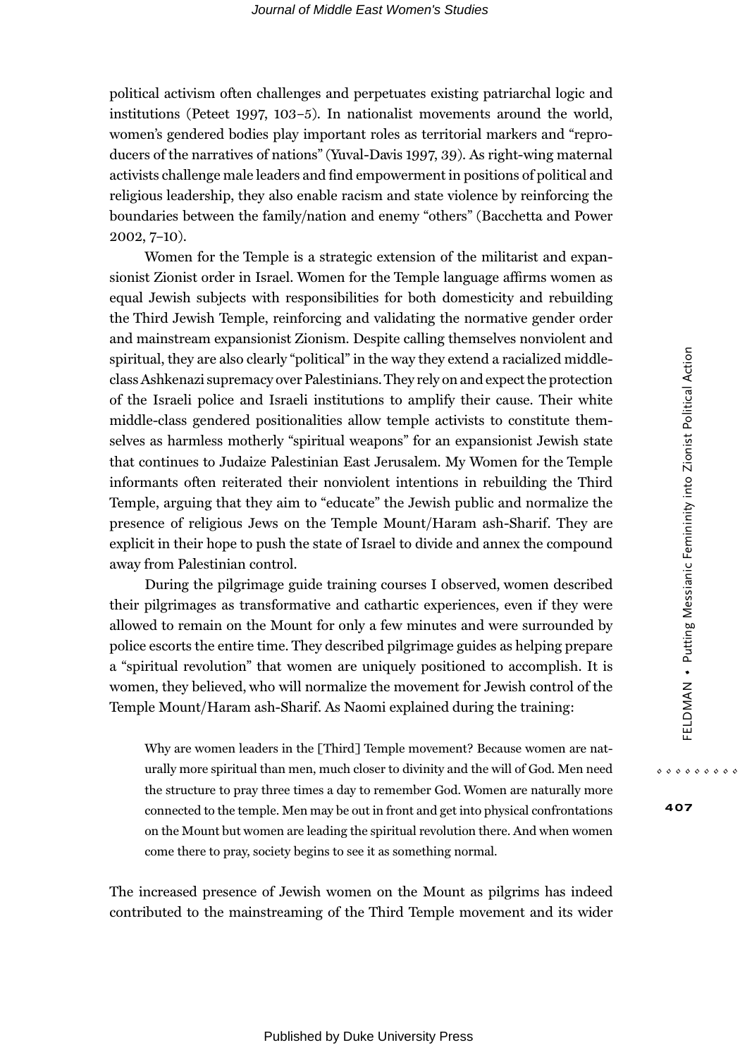political activism often challenges and perpetuates existing patriarchal logic and institutions (Peteet 1997, 103–5). In nationalist movements around the world, women's gendered bodies play important roles as territorial markers and "reproducers of the narratives of nations" (Yuval-Davis 1997, 39). As right-wing maternal activists challenge male leaders and find empowerment in positions of political and religious leadership, they also enable racism and state violence by reinforcing the boundaries between the family/nation and enemy "others" (Bacchetta and Power 2002, 7–10).

Women for the Temple is a strategic extension of the militarist and expansionist Zionist order in Israel. Women for the Temple language affirms women as equal Jewish subjects with responsibilities for both domesticity and rebuilding the Third Jewish Temple, reinforcing and validating the normative gender order and mainstream expansionist Zionism. Despite calling themselves nonviolent and spiritual, they are also clearly "political" in the way they extend a racialized middle-class Ashkenazi supremacy over Palestinians. They rely on and expect the protection of the Israeli police and Israeli institutions to amplify their cause. Their white middle-class gendered positionalities allow temple activists to constitute themselves as harmless motherly "spiritual weapons" for an expansionist Jewish state that continues to Judaize Palestinian East Jerusalem. My Women for the Temple informants often reiterated their nonviolent intentions in rebuilding the Third Temple, arguing that they aim to "educate" the Jewish public and normalize the presence of religious Jews on the Temple Mount/Haram ash-Sharif. They are explicit in their hope to push the state of Israel to divide and annex the compound away from Palestinian control.

During the pilgrimage guide training courses I observed, women described their pilgrimages as transformative and cathartic experiences, even if they were allowed to remain on the Mount for only a few minutes and were surrounded by police escorts the entire time. They described pilgrimage guides as helping prepare a "spiritual revolution" that women are uniquely positioned to accomplish. It is women, they believed, who will normalize the movement for Jewish control of the Temple Mount/Haram ash-Sharif. As Naomi explained during the training:

> Why are women leaders in the [Third] Temple movement? Because women are naturally more spiritual than men, much closer to divinity and the will of God. Men need the structure to pray three times a day to remember God. Women are naturally more connected to the temple. Men may be out in front and get into physical confrontations on the Mount but women are leading the spiritual revolution there. And when women come there to pray, society begins to see it as something normal.

The increased presence of Jewish women on the Mount as pilgrims has indeed contributed to the mainstreaming of the Third Temple movement and its wider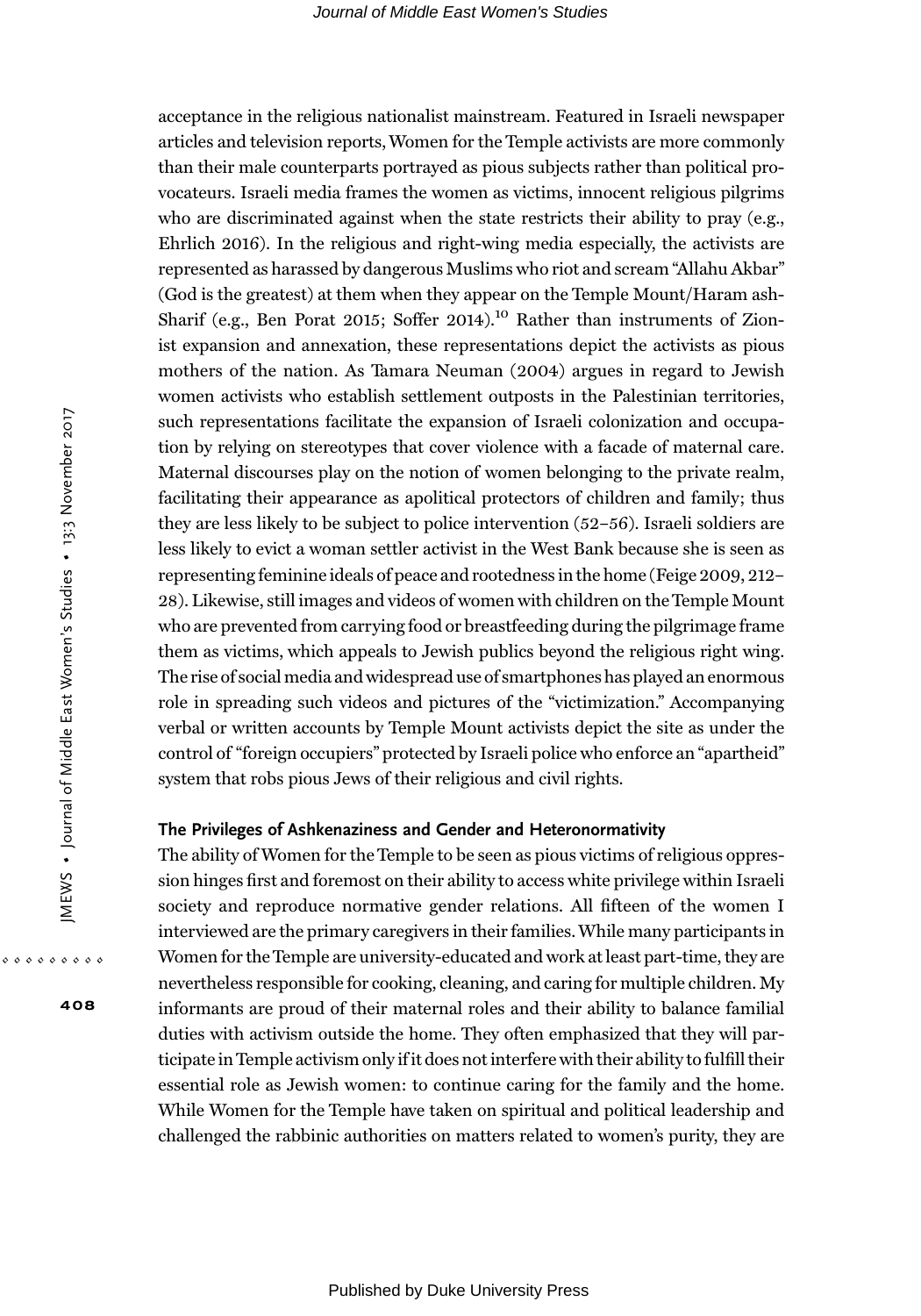acceptance in the religious nationalist mainstream. Featured in Israeli newspaper articles and television reports, Women for the Temple activists are more commonly than their male counterparts portrayed as pious subjects rather than political provocateurs. Israeli media frames the women as victims, innocent religious pilgrims who are discriminated against when the state restricts their ability to pray (e.g., Ehrlich 2016). In the religious and right-wing media especially, the activists are represented as harassed by dangerous Muslims who riot and scream "Allahu Akbar" (God is the greatest) at them when they appear on the Temple Mount/Haram ash-Sharif (e.g., Ben Porat 2015; Soffer 2014).[10] Rather than instruments of Zionist expansion and annexation, these representations depict the activists as pious mothers of the nation. As Tamara Neuman (2004) argues in regard to Jewish women activists who establish settlement outposts in the Palestinian territories, such representations facilitate the expansion of Israeli colonization and occupation by relying on stereotypes that cover violence with a facade of maternal care. Maternal discourses play on the notion of women belonging to the private realm, facilitating their appearance as apolitical protectors of children and family; thus they are less likely to be subject to police intervention (52–56). Israeli soldiers are less likely to evict a woman settler activist in the West Bank because she is seen as representing feminine ideals of peace and rootedness in the home (Feige 2009, 212–28). Likewise, still images and videos of women with children on the Temple Mount who are prevented from carrying food or breastfeeding during the pilgrimage frame them as victims, which appeals to Jewish publics beyond the religious right wing. The rise of social media and widespread use of smartphones has played an enormous role in spreading such videos and pictures of the "victimization." Accompanying verbal or written accounts by Temple Mount activists depict the site as under the control of "foreign occupiers" protected by Israeli police who enforce an "apartheid" system that robs pious Jews of their religious and civil rights.

### The Privileges of Ashkenaziness and Gender and Heteronormativity

The ability of Women for the Temple to be seen as pious victims of religious oppression hinges first and foremost on their ability to access white privilege within Israeli society and reproduce normative gender relations. All fifteen of the women I interviewed are the primary caregivers in their families. While many participants in Women for the Temple are university-educated and work at least part-time, they are nevertheless responsible for cooking, cleaning, and caring for multiple children. My informants are proud of their maternal roles and their ability to balance familial duties with activism outside the home. They often emphasized that they will participate in Temple activism only if it does not interfere with their ability to fulfill their essential role as Jewish women: to continue caring for the family and the home. While Women for the Temple have taken on spiritual and political leadership and challenged the rabbinic authorities on matters related to women's purity, they are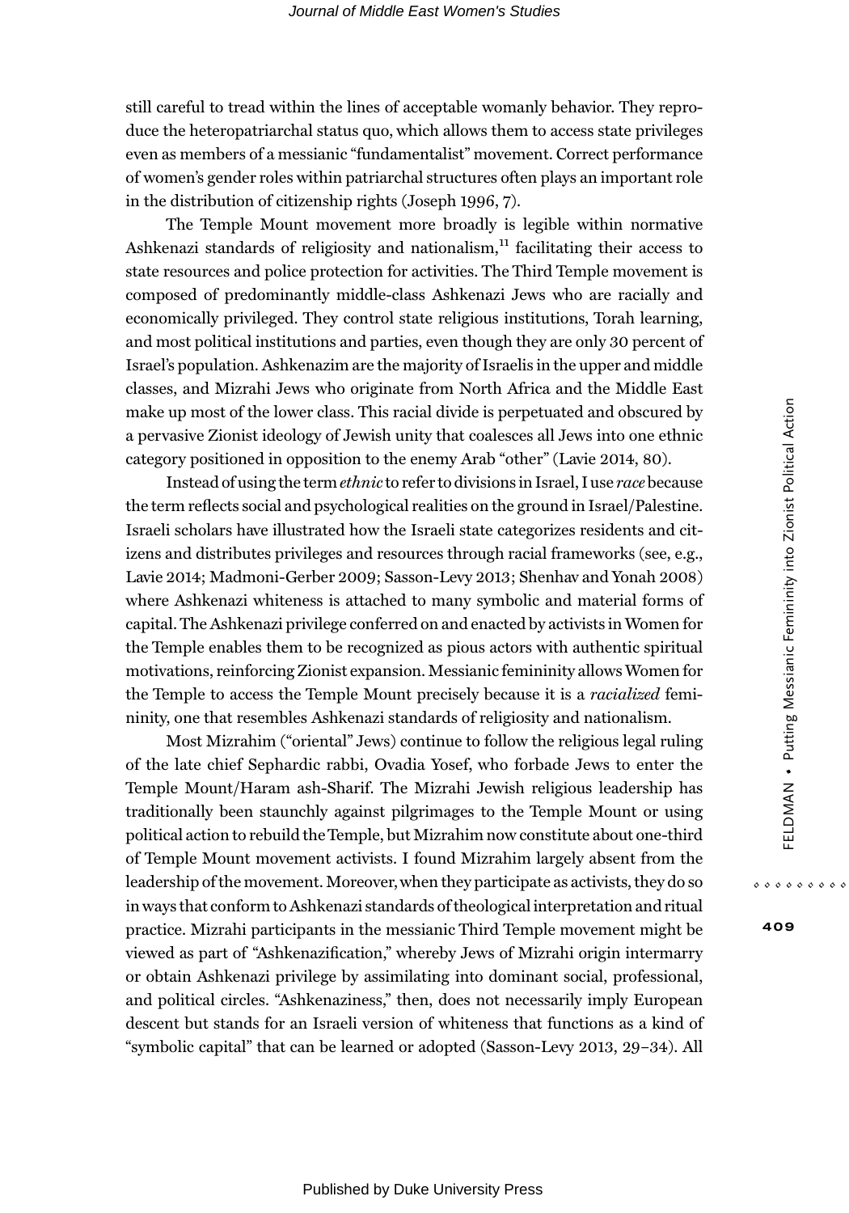still careful to tread within the lines of acceptable womanly behavior. They reproduce the heteropatriarchal status quo, which allows them to access state privileges even as members of a messianic "fundamentalist" movement. Correct performance of women's gender roles within patriarchal structures often plays an important role in the distribution of citizenship rights (Joseph 1996, 7).

The Temple Mount movement more broadly is legible within normative Ashkenazi standards of religiosity and nationalism,[11] facilitating their access to state resources and police protection for activities. The Third Temple movement is composed of predominantly middle-class Ashkenazi Jews who are racially and economically privileged. They control state religious institutions, Torah learning, and most political institutions and parties, even though they are only 30 percent of Israel's population. Ashkenazim are the majority of Israelis in the upper and middle classes, and Mizrahi Jews who originate from North Africa and the Middle East make up most of the lower class. This racial divide is perpetuated and obscured by a pervasive Zionist ideology of Jewish unity that coalesces all Jews into one ethnic category positioned in opposition to the enemy Arab "other" (Lavie 2014, 80).

Instead of using the term *ethnic* to refer to divisions in Israel, I use *race* because the term reflects social and psychological realities on the ground in Israel/Palestine. Israeli scholars have illustrated how the Israeli state categorizes residents and citizens and distributes privileges and resources through racial frameworks (see, e.g., Lavie 2014; Madmoni-Gerber 2009; Sasson-Levy 2013; Shenhav and Yonah 2008) where Ashkenazi whiteness is attached to many symbolic and material forms of capital. The Ashkenazi privilege conferred on and enacted by activists in Women for the Temple enables them to be recognized as pious actors with authentic spiritual motivations, reinforcing Zionist expansion. Messianic femininity allows Women for the Temple to access the Temple Mount precisely because it is a *racialized* femininity, one that resembles Ashkenazi standards of religiosity and nationalism.

Most Mizrahim ("oriental" Jews) continue to follow the religious legal ruling of the late chief Sephardic rabbi, Ovadia Yosef, who forbade Jews to enter the Temple Mount/Haram ash-Sharif. The Mizrahi Jewish religious leadership has traditionally been staunchly against pilgrimages to the Temple Mount or using political action to rebuild the Temple, but Mizrahim now constitute about one-third of Temple Mount movement activists. I found Mizrahim largely absent from the leadership of the movement. Moreover, when they participate as activists, they do so in ways that conform to Ashkenazi standards of theological interpretation and ritual practice. Mizrahi participants in the messianic Third Temple movement might be viewed as part of "Ashkenazification," whereby Jews of Mizrahi origin intermarry or obtain Ashkenazi privilege by assimilating into dominant social, professional, and political circles. "Ashkenaziness," then, does not necessarily imply European descent but stands for an Israeli version of whiteness that functions as a kind of "symbolic capital" that can be learned or adopted (Sasson-Levy 2013, 29–34). All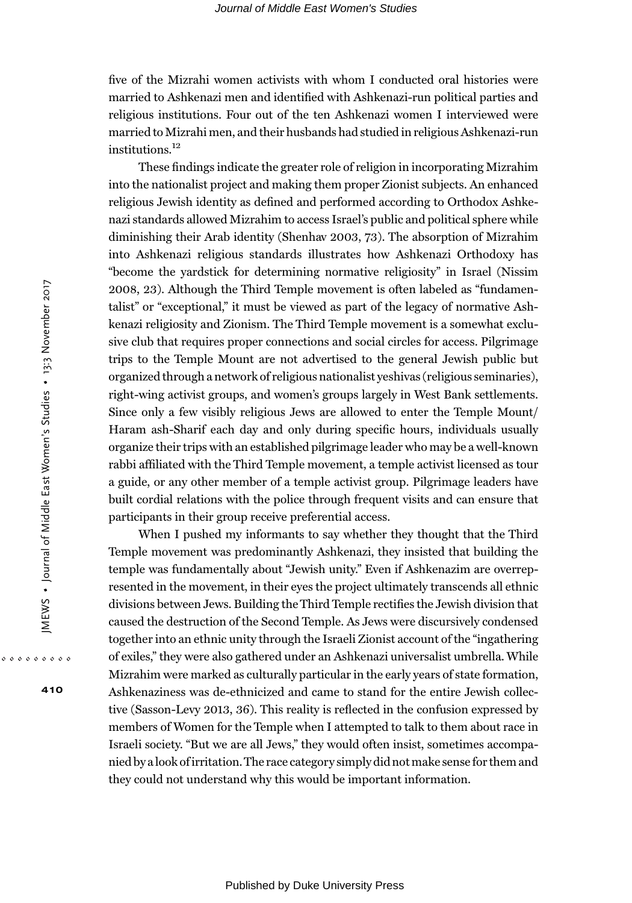five of the Mizrahi women activists with whom I conducted oral histories were married to Ashkenazi men and identified with Ashkenazi-run political parties and religious institutions. Four out of the ten Ashkenazi women I interviewed were married to Mizrahi men, and their husbands had studied in religious Ashkenazi-run institutions.[12]

These findings indicate the greater role of religion in incorporating Mizrahim into the nationalist project and making them proper Zionist subjects. An enhanced religious Jewish identity as defined and performed according to Orthodox Ashkenazi standards allowed Mizrahim to access Israel's public and political sphere while diminishing their Arab identity (Shenhav 2003, 73). The absorption of Mizrahim into Ashkenazi religious standards illustrates how Ashkenazi Orthodoxy has "become the yardstick for determining normative religiosity" in Israel (Nissim 2008, 23). Although the Third Temple movement is often labeled as "fundamentalist" or "exceptional," it must be viewed as part of the legacy of normative Ashkenazi religiosity and Zionism. The Third Temple movement is a somewhat exclusive club that requires proper connections and social circles for access. Pilgrimage trips to the Temple Mount are not advertised to the general Jewish public but organized through a network of religious nationalist yeshivas (religious seminaries), right-wing activist groups, and women's groups largely in West Bank settlements. Since only a few visibly religious Jews are allowed to enter the Temple Mount/ Haram ash-Sharif each day and only during specific hours, individuals usually organize their trips with an established pilgrimage leader who may be a well-known rabbi affiliated with the Third Temple movement, a temple activist licensed as tour a guide, or any other member of a temple activist group. Pilgrimage leaders have built cordial relations with the police through frequent visits and can ensure that participants in their group receive preferential access.

When I pushed my informants to say whether they thought that the Third Temple movement was predominantly Ashkenazi, they insisted that building the temple was fundamentally about "Jewish unity." Even if Ashkenazim are overrepresented in the movement, in their eyes the project ultimately transcends all ethnic divisions between Jews. Building the Third Temple rectifies the Jewish division that caused the destruction of the Second Temple. As Jews were discursively condensed together into an ethnic unity through the Israeli Zionist account of the "ingathering of exiles," they were also gathered under an Ashkenazi universalist umbrella. While Mizrahim were marked as culturally particular in the early years of state formation, Ashkenaziness was de-ethnicized and came to stand for the entire Jewish collective (Sasson-Levy 2013, 36). This reality is reflected in the confusion expressed by members of Women for the Temple when I attempted to talk to them about race in Israeli society. "But we are all Jews," they would often insist, sometimes accompanied by a look of irritation. The race category simply did not make sense for them and they could not understand why this would be important information.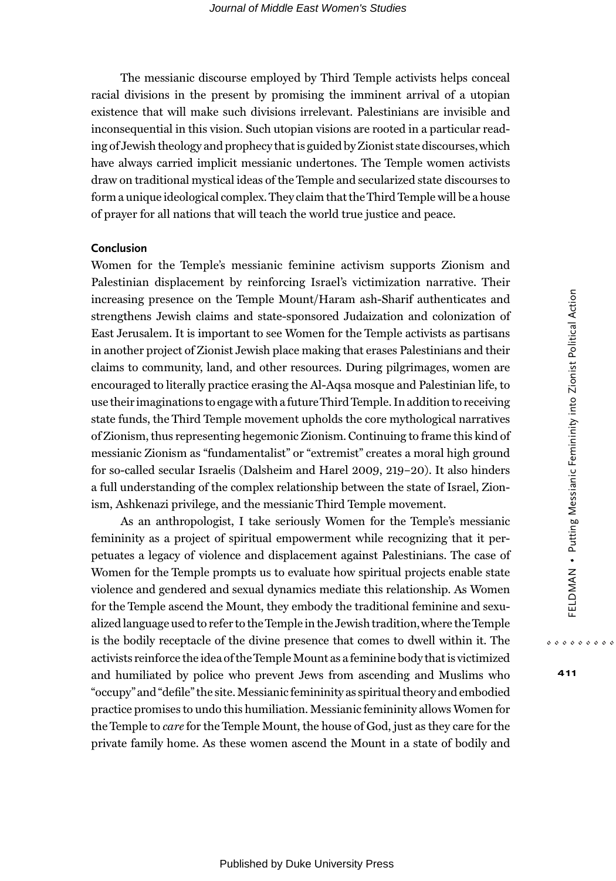The messianic discourse employed by Third Temple activists helps conceal racial divisions in the present by promising the imminent arrival of a utopian existence that will make such divisions irrelevant. Palestinians are invisible and inconsequential in this vision. Such utopian visions are rooted in a particular reading of Jewish theology and prophecy that is guided by Zionist state discourses, which have always carried implicit messianic undertones. The Temple women activists draw on traditional mystical ideas of the Temple and secularized state discourses to form a unique ideological complex. They claim that the Third Temple will be a house of prayer for all nations that will teach the world true justice and peace.

## Conclusion

Women for the Temple's messianic feminine activism supports Zionism and Palestinian displacement by reinforcing Israel's victimization narrative. Their increasing presence on the Temple Mount/Haram ash-Sharif authenticates and strengthens Jewish claims and state-sponsored Judaization and colonization of East Jerusalem. It is important to see Women for the Temple activists as partisans in another project of Zionist Jewish place making that erases Palestinians and their claims to community, land, and other resources. During pilgrimages, women are encouraged to literally practice erasing the Al-Aqsa mosque and Palestinian life, to use their imaginations to engage with a future Third Temple. In addition to receiving state funds, the Third Temple movement upholds the core mythological narratives of Zionism, thus representing hegemonic Zionism. Continuing to frame this kind of messianic Zionism as "fundamentalist" or "extremist" creates a moral high ground for so-called secular Israelis (Dalsheim and Harel 2009, 219–20). It also hinders a full understanding of the complex relationship between the state of Israel, Zionism, Ashkenazi privilege, and the messianic Third Temple movement.

As an anthropologist, I take seriously Women for the Temple's messianic femininity as a project of spiritual empowerment while recognizing that it perpetuates a legacy of violence and displacement against Palestinians. The case of Women for the Temple prompts us to evaluate how spiritual projects enable state violence and gendered and sexual dynamics mediate this relationship. As Women for the Temple ascend the Mount, they embody the traditional feminine and sexualized language used to refer to the Temple in the Jewish tradition, where the Temple is the bodily receptacle of the divine presence that comes to dwell within it. The activists reinforce the idea of the Temple Mount as a feminine body that is victimized and humiliated by police who prevent Jews from ascending and Muslims who "occupy" and "defile" the site. Messianic femininity as spiritual theory and embodied practice promises to undo this humiliation. Messianic femininity allows Women for the Temple to *care* for the Temple Mount, the house of God, just as they care for the private family home. As these women ascend the Mount in a state of bodily and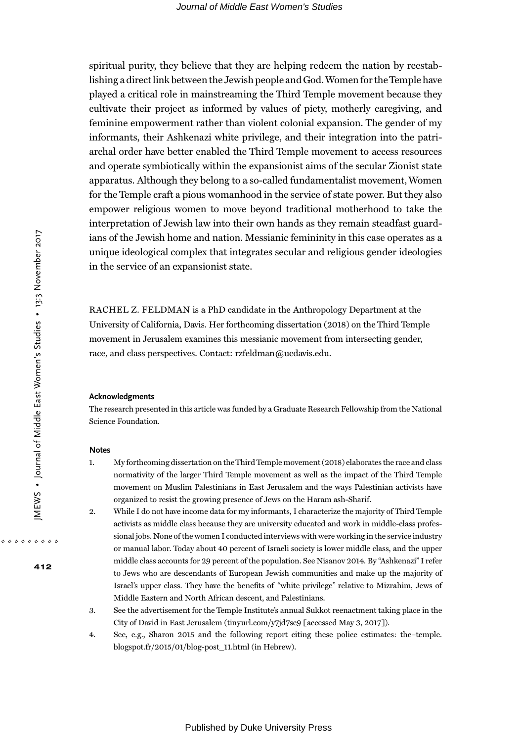spiritual purity, they believe that they are helping redeem the nation by reestablishing a direct link between the Jewish people and God. Women for the Temple have played a critical role in mainstreaming the Third Temple movement because they cultivate their project as informed by values of piety, motherly caregiving, and feminine empowerment rather than violent colonial expansion. The gender of my informants, their Ashkenazi white privilege, and their integration into the patriarchal order have better enabled the Third Temple movement to access resources and operate symbiotically within the expansionist aims of the secular Zionist state apparatus. Although they belong to a so-called fundamentalist movement, Women for the Temple craft a pious womanhood in the service of state power. But they also empower religious women to move beyond traditional motherhood to take the interpretation of Jewish law into their own hands as they remain steadfast guardians of the Jewish home and nation. Messianic femininity in this case operates as a unique ideological complex that integrates secular and religious gender ideologies in the service of an expansionist state.

RACHEL Z. FELDMAN is a PhD candidate in the Anthropology Department at the University of California, Davis. Her forthcoming dissertation (2018) on the Third Temple movement in Jerusalem examines this messianic movement from intersecting gender, race, and class perspectives. Contact: rzfeldman@ucdavis.edu.

### Acknowledgments

The research presented in this article was funded by a Graduate Research Fellowship from the National Science Foundation.

### Notes

1. My forthcoming dissertation on the Third Temple movement (2018) elaborates the race and class normativity of the larger Third Temple movement as well as the impact of the Third Temple movement on Muslim Palestinians in East Jerusalem and the ways Palestinian activists have organized to resist the growing presence of Jews on the Haram ash-Sharif.
2. While I do not have income data for my informants, I characterize the majority of Third Temple activists as middle class because they are university educated and work in middle-class professional jobs. None of the women I conducted interviews with were working in the service industry or manual labor. Today about 40 percent of Israeli society is lower middle class, and the upper middle class accounts for 29 percent of the population. See Nisanov 2014. By "Ashkenazi" I refer to Jews who are descendants of European Jewish communities and make up the majority of Israel's upper class. They have the benefits of "white privilege" relative to Mizrahim, Jews of Middle Eastern and North African descent, and Palestinians.
3. See the advertisement for the Temple Institute's annual Sukkot reenactment taking place in the City of David in East Jerusalem (tinyurl.com/y7jd7sc9 [accessed May 3, 2017]).
4. See, e.g., Sharon 2015 and the following report citing these police estimates: the–temple.blogspot.fr/2015/01/blog-post_11.html (in Hebrew).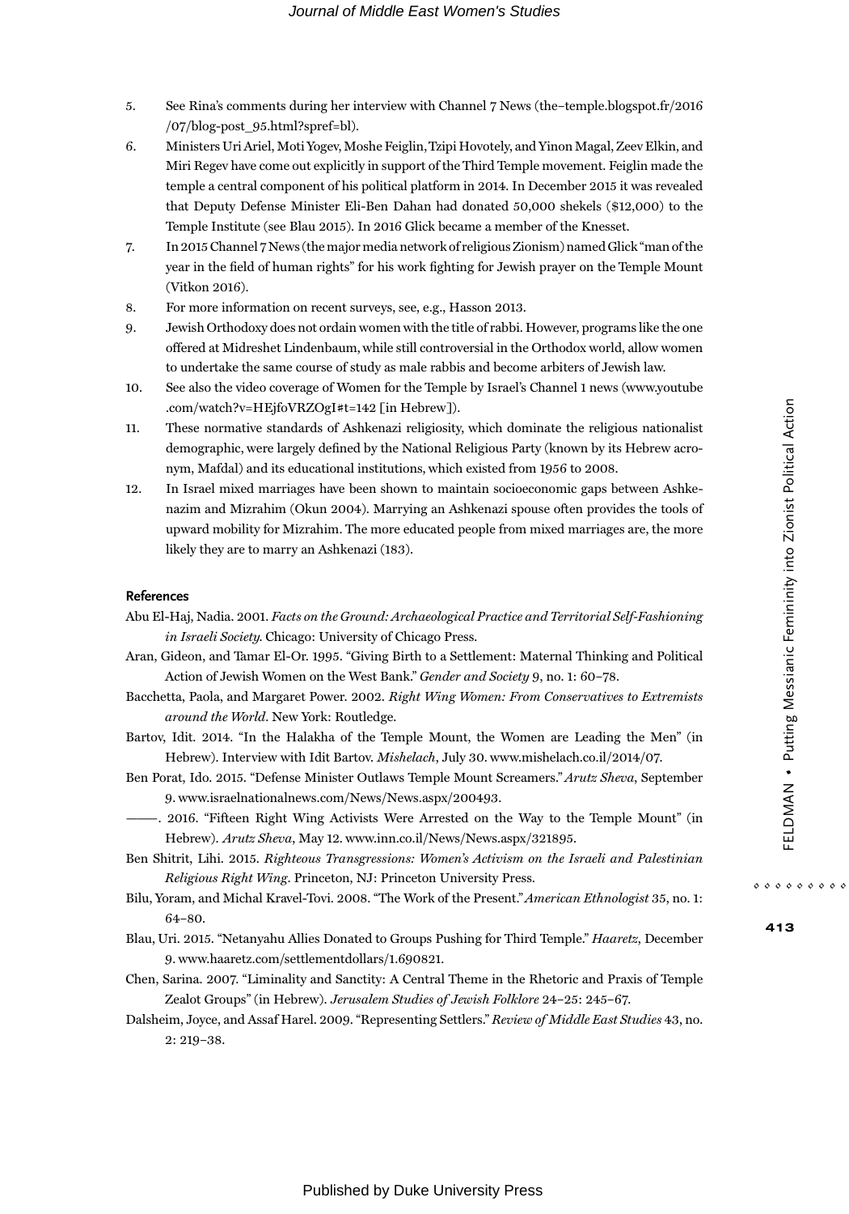5. See Rina's comments during her interview with Channel 7 News (the–temple.blogspot.fr/2016/07/blog-post_95.html?spref=bl).
6. Ministers Uri Ariel, Moti Yogev, Moshe Feiglin, Tzipi Hovotely, and Yinon Magal, Zeev Elkin, and Miri Regev have come out explicitly in support of the Third Temple movement. Feiglin made the temple a central component of his political platform in 2014. In December 2015 it was revealed that Deputy Defense Minister Eli-Ben Dahan had donated 50,000 shekels ($12,000) to the Temple Institute (see Blau 2015). In 2016 Glick became a member of the Knesset.
7. In 2015 Channel 7 News (the major media network of religious Zionism) named Glick "man of the year in the field of human rights" for his work fighting for Jewish prayer on the Temple Mount (Vitkon 2016).
8. For more information on recent surveys, see, e.g., Hasson 2013.
9. Jewish Orthodoxy does not ordain women with the title of rabbi. However, programs like the one offered at Midreshet Lindenbaum, while still controversial in the Orthodox world, allow women to undertake the same course of study as male rabbis and become arbiters of Jewish law.
10. See also the video coverage of Women for the Temple by Israel's Channel 1 news (www.youtube.com/watch?v=HEjfoVRZOgI#t=142 [in Hebrew]).
11. These normative standards of Ashkenazi religiosity, which dominate the religious nationalist demographic, were largely defined by the National Religious Party (known by its Hebrew acronym, Mafdal) and its educational institutions, which existed from 1956 to 2008.
12. In Israel mixed marriages have been shown to maintain socioeconomic gaps between Ashkenazim and Mizrahim (Okun 2004). Marrying an Ashkenazi spouse often provides the tools of upward mobility for Mizrahim. The more educated people from mixed marriages are, the more likely they are to marry an Ashkenazi (183).

## References

Abu El-Haj, Nadia. 2001. *Facts on the Ground: Archaeological Practice and Territorial Self-Fashioning in Israeli Society.* Chicago: University of Chicago Press.

Aran, Gideon, and Tamar El-Or. 1995. "Giving Birth to a Settlement: Maternal Thinking and Political Action of Jewish Women on the West Bank." *Gender and Society* 9, no. 1: 60–78.

Bacchetta, Paola, and Margaret Power. 2002. *Right Wing Women: From Conservatives to Extremists around the World*. New York: Routledge.

Bartov, Idit. 2014. "In the Halakha of the Temple Mount, the Women are Leading the Men" (in Hebrew). Interview with Idit Bartov. *Mishelach*, July 30. www.mishelach.co.il/2014/07.

Ben Porat, Ido. 2015. "Defense Minister Outlaws Temple Mount Screamers." *Arutz Sheva*, September 9. www.israelnationalnews.com/News/News.aspx/200493.

———. 2016. "Fifteen Right Wing Activists Were Arrested on the Way to the Temple Mount" (in Hebrew). *Arutz Sheva*, May 12. www.inn.co.il/News/News.aspx/321895.

Ben Shitrit, Lihi. 2015. *Righteous Transgressions: Women's Activism on the Israeli and Palestinian Religious Right Wing*. Princeton, NJ: Princeton University Press.

Bilu, Yoram, and Michal Kravel-Tovi. 2008. "The Work of the Present." *American Ethnologist* 35, no. 1: 64–80.

Blau, Uri. 2015. "Netanyahu Allies Donated to Groups Pushing for Third Temple." *Haaretz*, December 9. www.haaretz.com/settlementdollars/1.690821.

Chen, Sarina. 2007. "Liminality and Sanctity: A Central Theme in the Rhetoric and Praxis of Temple Zealot Groups" (in Hebrew). *Jerusalem Studies of Jewish Folklore* 24–25: 245–67.

Dalsheim, Joyce, and Assaf Harel. 2009. "Representing Settlers." *Review of Middle East Studies* 43, no. 2: 219–38.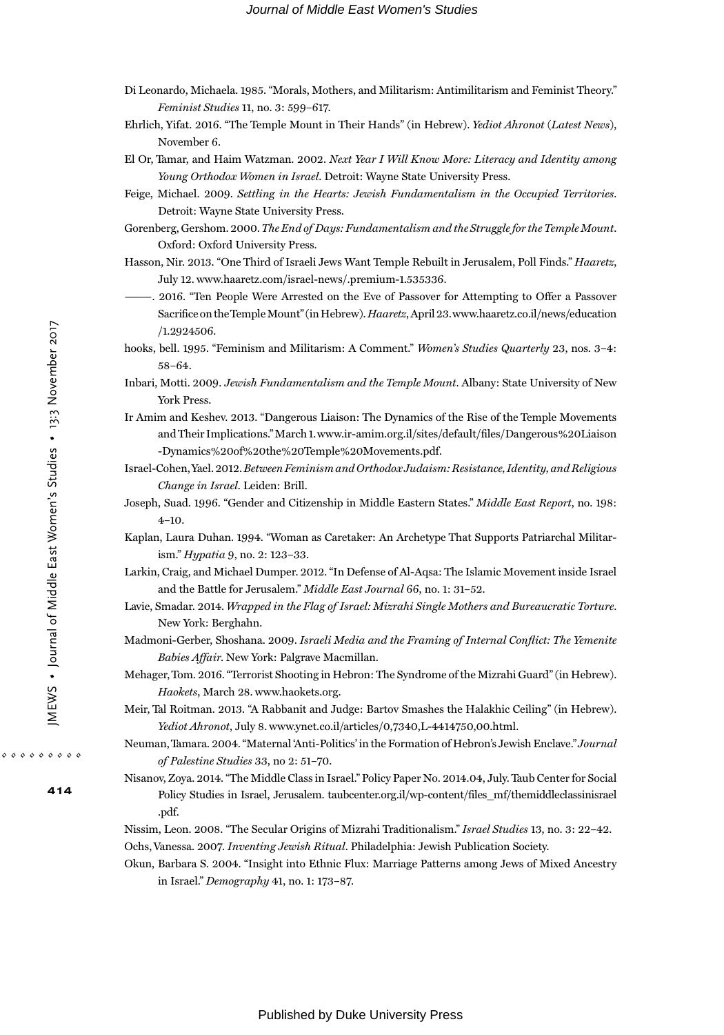Di Leonardo, Michaela. 1985. "Morals, Mothers, and Militarism: Antimilitarism and Feminist Theory." *Feminist Studies* 11, no. 3: 599–617.

Ehrlich, Yifat. 2016. "The Temple Mount in Their Hands" (in Hebrew). *Yediot Ahronot* (*Latest News*), November 6.

El Or, Tamar, and Haim Watzman. 2002. *Next Year I Will Know More: Literacy and Identity among Young Orthodox Women in Israel*. Detroit: Wayne State University Press.

Feige, Michael. 2009. *Settling in the Hearts: Jewish Fundamentalism in the Occupied Territories*. Detroit: Wayne State University Press.

Gorenberg, Gershom. 2000. *The End of Days: Fundamentalism and the Struggle for the Temple Mount*. Oxford: Oxford University Press.

Hasson, Nir. 2013. "One Third of Israeli Jews Want Temple Rebuilt in Jerusalem, Poll Finds." *Haaretz*, July 12. www.haaretz.com/israel-news/.premium-1.535336.

———. 2016. "Ten People Were Arrested on the Eve of Passover for Attempting to Offer a Passover Sacrifice on the Temple Mount" (in Hebrew). *Haaretz*, April 23. www.haaretz.co.il/news/education/1.2924506.

hooks, bell. 1995. "Feminism and Militarism: A Comment." *Women's Studies Quarterly* 23, nos. 3–4: 58–64.

Inbari, Motti. 2009. *Jewish Fundamentalism and the Temple Mount*. Albany: State University of New York Press.

Ir Amim and Keshev. 2013. "Dangerous Liaison: The Dynamics of the Rise of the Temple Movements and Their Implications." March 1. www.ir-amim.org.il/sites/default/files/Dangerous%20Liaison-Dynamics%20of%20the%20Temple%20Movements.pdf.

Israel-Cohen, Yael. 2012. *Between Feminism and Orthodox Judaism: Resistance, Identity, and Religious Change in Israel*. Leiden: Brill.

Joseph, Suad. 1996. "Gender and Citizenship in Middle Eastern States." *Middle East Report*, no. 198: 4–10.

Kaplan, Laura Duhan. 1994. "Woman as Caretaker: An Archetype That Supports Patriarchal Militarism." *Hypatia* 9, no. 2: 123–33.

Larkin, Craig, and Michael Dumper. 2012. "In Defense of Al-Aqsa: The Islamic Movement inside Israel and the Battle for Jerusalem." *Middle East Journal* 66, no. 1: 31–52.

Lavie, Smadar. 2014. *Wrapped in the Flag of Israel: Mizrahi Single Mothers and Bureaucratic Torture*. New York: Berghahn.

Madmoni-Gerber, Shoshana. 2009. *Israeli Media and the Framing of Internal Conflict: The Yemenite Babies Affair*. New York: Palgrave Macmillan.

Mehager, Tom. 2016. "Terrorist Shooting in Hebron: The Syndrome of the Mizrahi Guard" (in Hebrew). *Haokets*, March 28. www.haokets.org.

Meir, Tal Roitman. 2013. "A Rabbanit and Judge: Bartov Smashes the Halakhic Ceiling" (in Hebrew). *Yediot Ahronot*, July 8. www.ynet.co.il/articles/0,7340,L-4414750,00.html.

Neuman, Tamara. 2004. "Maternal 'Anti-Politics' in the Formation of Hebron's Jewish Enclave." *Journal of Palestine Studies* 33, no 2: 51–70.

Nisanov, Zoya. 2014. "The Middle Class in Israel." Policy Paper No. 2014.04, July. Taub Center for Social Policy Studies in Israel, Jerusalem. taubcenter.org.il/wp-content/files_mf/themiddleclassinisrael.pdf.

Nissim, Leon. 2008. "The Secular Origins of Mizrahi Traditionalism." *Israel Studies* 13, no. 3: 22–42.

Ochs, Vanessa. 2007. *Inventing Jewish Ritual*. Philadelphia: Jewish Publication Society.

Okun, Barbara S. 2004. "Insight into Ethnic Flux: Marriage Patterns among Jews of Mixed Ancestry in Israel." *Demography* 41, no. 1: 173–87.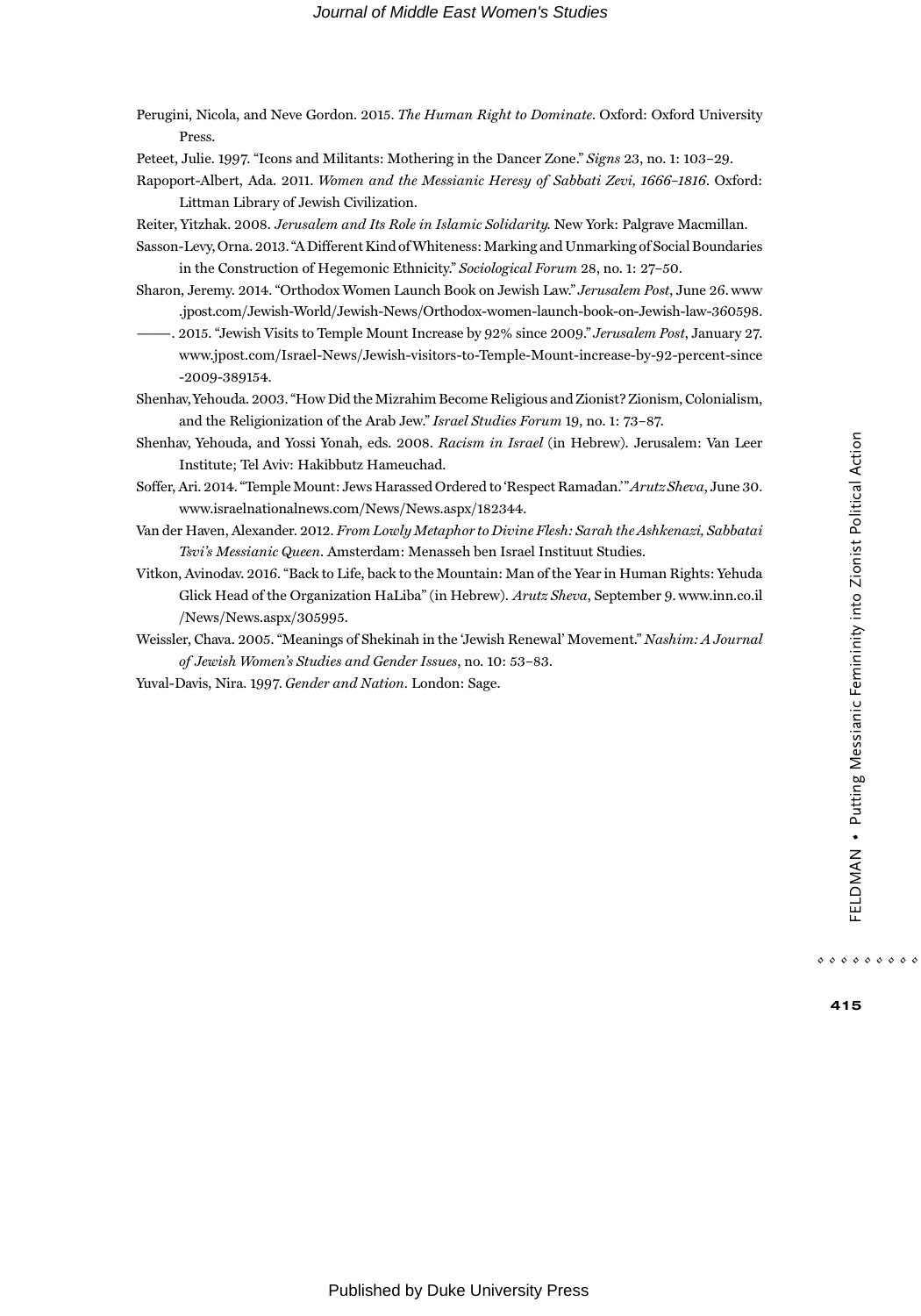Perugini, Nicola, and Neve Gordon. 2015. *The Human Right to Dominate*. Oxford: Oxford University Press.

Peteet, Julie. 1997. "Icons and Militants: Mothering in the Dancer Zone." *Signs* 23, no. 1: 103–29.

Rapoport-Albert, Ada. 2011. *Women and the Messianic Heresy of Sabbati Zevi, 1666–1816*. Oxford: Littman Library of Jewish Civilization.

Reiter, Yitzhak. 2008. *Jerusalem and Its Role in Islamic Solidarity.* New York: Palgrave Macmillan.

Sasson-Levy, Orna. 2013. "A Different Kind of Whiteness: Marking and Unmarking of Social Boundaries in the Construction of Hegemonic Ethnicity." *Sociological Forum* 28, no. 1: 27–50.

Sharon, Jeremy. 2014. "Orthodox Women Launch Book on Jewish Law." *Jerusalem Post*, June 26. www.jpost.com/Jewish-World/Jewish-News/Orthodox-women-launch-book-on-Jewish-law-360598.

———. 2015. "Jewish Visits to Temple Mount Increase by 92% since 2009." *Jerusalem Post*, January 27. www.jpost.com/Israel-News/Jewish-visitors-to-Temple-Mount-increase-by-92-percent-since-2009-389154.

Shenhav, Yehouda. 2003. "How Did the Mizrahim Become Religious and Zionist? Zionism, Colonialism, and the Religionization of the Arab Jew." *Israel Studies Forum* 19, no. 1: 73–87.

Shenhav, Yehouda, and Yossi Yonah, eds. 2008. *Racism in Israel* (in Hebrew). Jerusalem: Van Leer Institute; Tel Aviv: Hakibbutz Hameuchad.

Soffer, Ari. 2014. "Temple Mount: Jews Harassed Ordered to 'Respect Ramadan.'" *Arutz Sheva*, June 30. www.israelnationalnews.com/News/News.aspx/182344.

Van der Haven, Alexander. 2012. *From Lowly Metaphor to Divine Flesh: Sarah the Ashkenazi, Sabbatai Tsvi's Messianic Queen*. Amsterdam: Menasseh ben Israel Instituut Studies.

Vitkon, Avinodav. 2016. "Back to Life, back to the Mountain: Man of the Year in Human Rights: Yehuda Glick Head of the Organization HaLiba" (in Hebrew). *Arutz Sheva*, September 9. www.inn.co.il/News/News.aspx/305995.

Weissler, Chava. 2005. "Meanings of Shekinah in the 'Jewish Renewal' Movement." *Nashim: A Journal of Jewish Women's Studies and Gender Issues*, no. 10: 53–83.

Yuval-Davis, Nira. 1997. *Gender and Nation*. London: Sage.